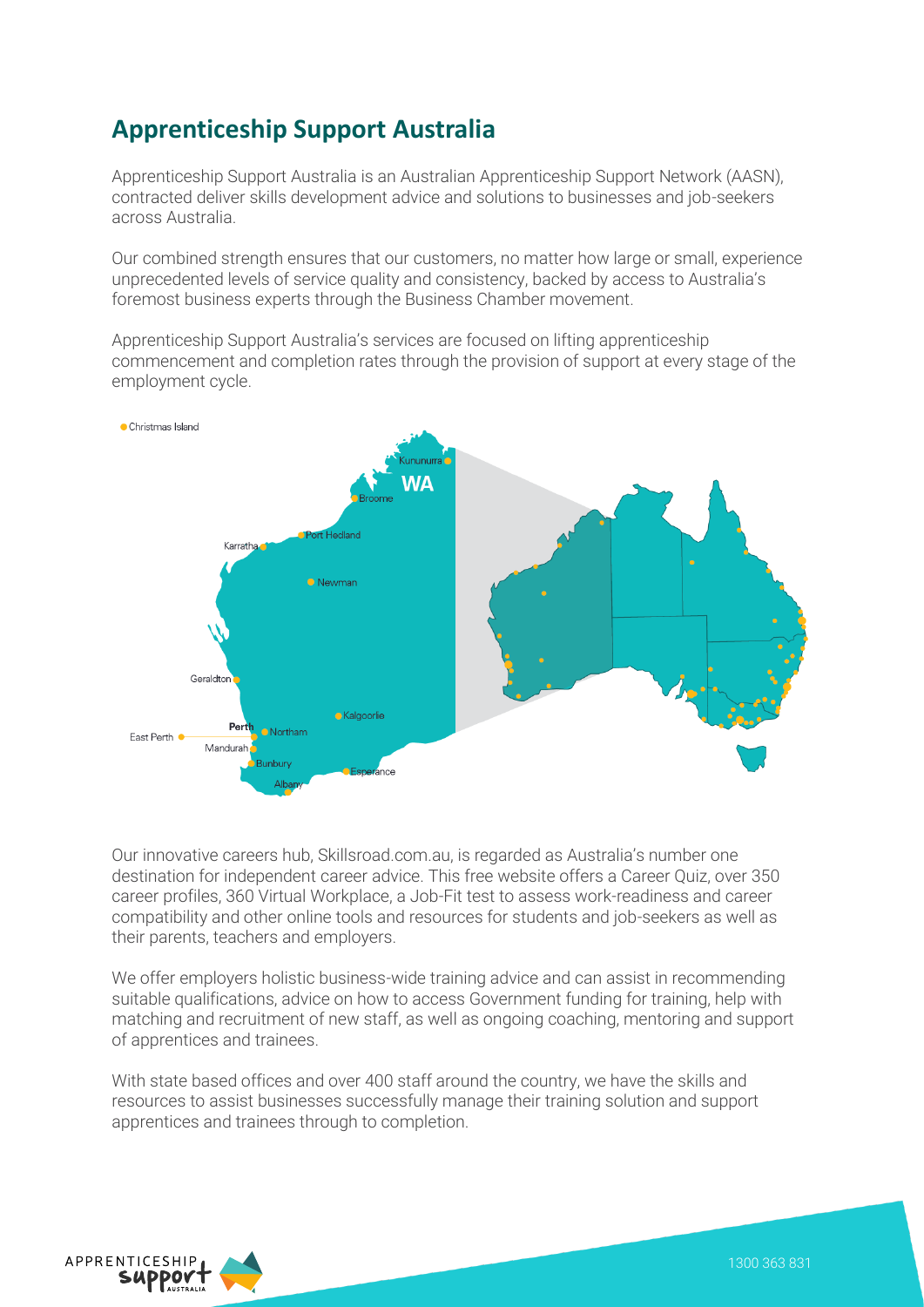## Apprenticeship Support Australia

Apprenticeship Support Australia is an Australian Apprenticeship Support Network (AASN), contracted deliver skills development advice and solutions to businesses and job-seekers across Australia.

Our combined strength ensures that our customers, no matter how large or small, experience unprecedented levels of service quality and consistency, backed by access to Australia's foremost business experts through the Business Chamber movement.

Apprenticeship Support Australia's services are focused on lifting apprenticeship commencement and completion rates through the provision of support at every stage of the employment cycle.

Our innovative careers hub, Skillsroad.com.au, is regarded as Australia's number one destination for independent career advice. This free website offers a Career Quiz, over 350 career profiles, 360 Virtual Workplace, a Job-Fit test to assess work-readiness and career compatibility and other online tools and resources for students and job-seekers as well as their parents, teachers and employers.

We offer employers holistic business-wide training advice and can assist in recommending suitable qualifications, advice on how to access Government funding for training, help with matching and recruitment of new staff, as well as ongoing coaching, mentoring and support of apprentices and trainees.

With state based offices and over 400 staff around the country, we have the skills and resources to assist businesses successfully manage their training solution and support apprentices and trainees through to completion.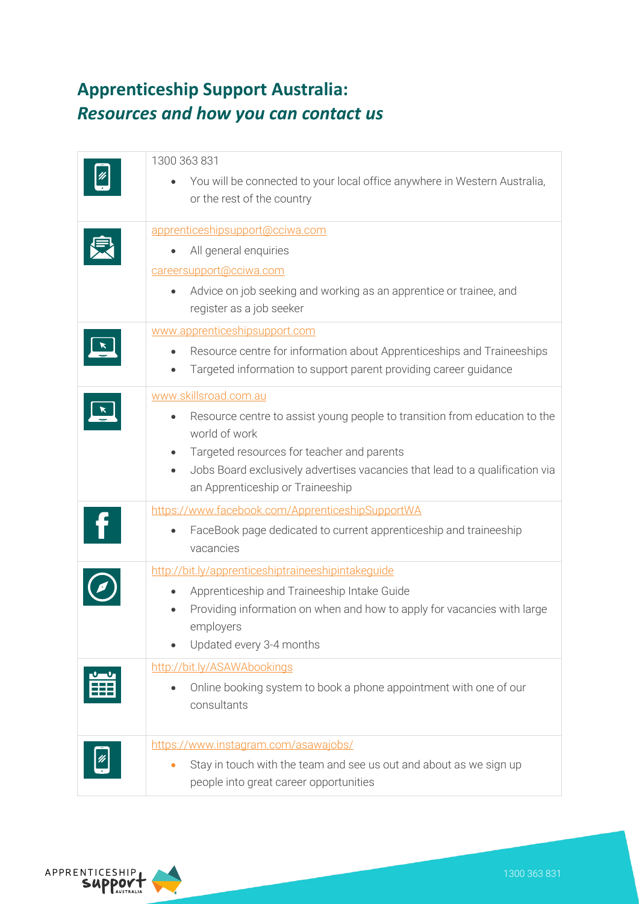# Apprenticeship Support Australia:
# *Resources and how you can contact us*

| | |
|---|---|
| | 1300 363 831<br>• You will be connected to your local office anywhere in Western Australia, or the rest of the country |
| | apprenticeshipsupport@cciwa.com<br>• All general enquiries<br>careersupport@cciwa.com<br>• Advice on job seeking and working as an apprentice or trainee, and register as a job seeker |
| | www.apprenticeshipsupport.com<br>• Resource centre for information about Apprenticeships and Traineeships<br>• Targeted information to support parent providing career guidance |
| | www.skillsroad.com.au<br>• Resource centre to assist young people to transition from education to the world of work<br>• Targeted resources for teacher and parents<br>• Jobs Board exclusively advertises vacancies that lead to a qualification via an Apprenticeship or Traineeship |
| | https://www.facebook.com/ApprenticeshipSupportWA<br>• FaceBook page dedicated to current apprenticeship and traineeship vacancies |
| | http://bit.ly/apprenticeshiptraineeshipintakeguide<br>• Apprenticeship and Traineeship Intake Guide<br>• Providing information on when and how to apply for vacancies with large employers<br>• Updated every 3-4 months |
| | http://bit.ly/ASAWAbookings<br>• Online booking system to book a phone appointment with one of our consultants |
| | https://www.instagram.com/asawajobs/<br>• Stay in touch with the team and see us out and about as we sign up people into great career opportunities |